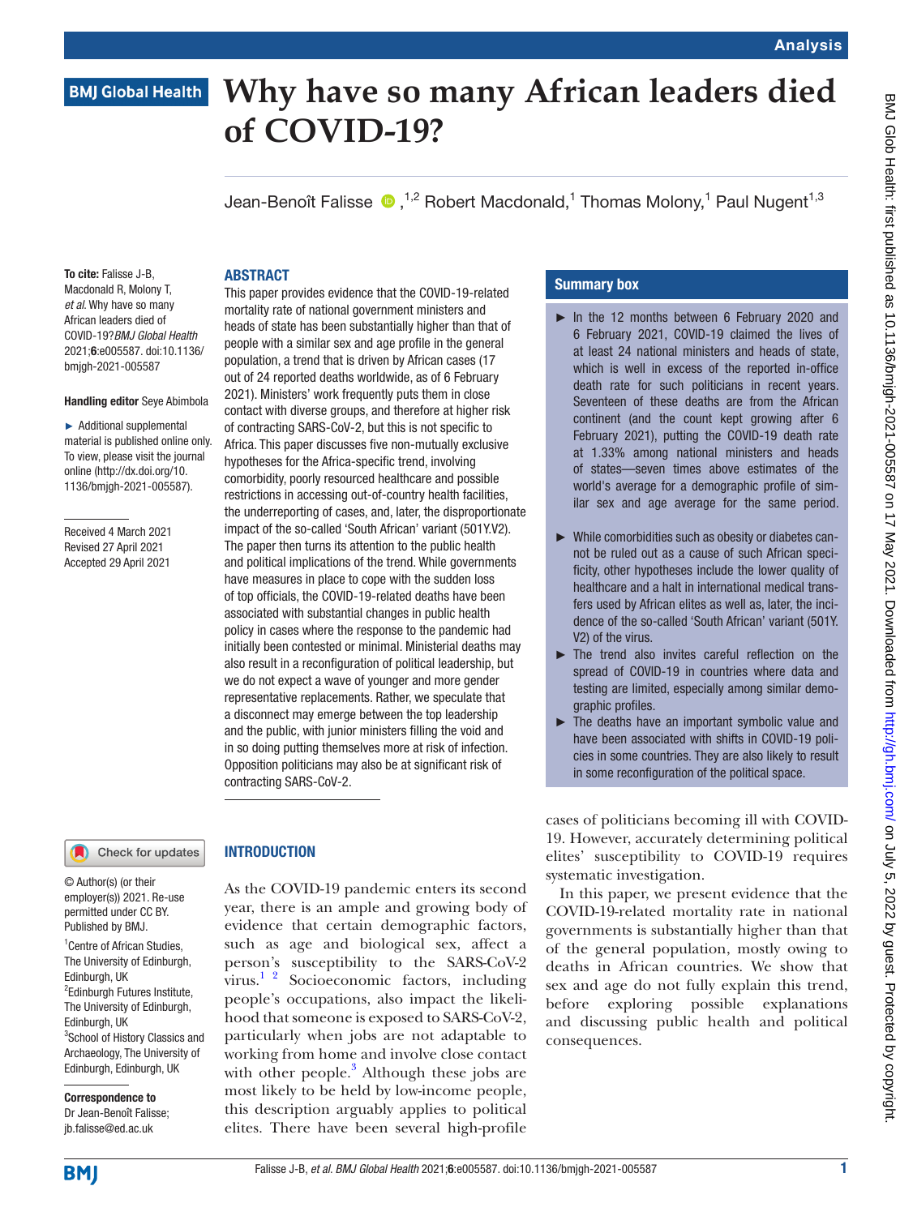# Why have so many African leaders died of COVID-19?

Jean-Benoît Falisse[1,2] Robert Macdonald,[1] Thomas Molony,[1] Paul Nugent[1,3]

**To cite:** Falisse J-B, Macdonald R, Molony T, *et al*. Why have so many African leaders died of COVID-19?*BMJ Global Health* 2021;**6**:e005587. doi:10.1136/bmjgh-2021-005587

**Handling editor** Seye Abimbola

► Additional supplemental material is published online only. To view, please visit the journal online (http://dx.doi.org/10.1136/bmjgh-2021-005587).

Received 4 March 2021
Revised 27 April 2021
Accepted 29 April 2021

© Author(s) (or their employer(s)) 2021. Re-use permitted under CC BY. Published by BMJ.

[1]Centre of African Studies, The University of Edinburgh, Edinburgh, UK
[2]Edinburgh Futures Institute, The University of Edinburgh, Edinburgh, UK
[3]School of History Classics and Archaeology, The University of Edinburgh, Edinburgh, UK

**Correspondence to**
Dr Jean-Benoît Falisse; jb.falisse@ed.ac.uk

## ABSTRACT

This paper provides evidence that the COVID-19-related mortality rate of national government ministers and heads of state has been substantially higher than that of people with a similar sex and age profile in the general population, a trend that is driven by African cases (17 out of 24 reported deaths worldwide, as of 6 February 2021). Ministers' work frequently puts them in close contact with diverse groups, and therefore at higher risk of contracting SARS-CoV-2, but this is not specific to Africa. This paper discusses five non-mutually exclusive hypotheses for the Africa-specific trend, involving comorbidity, poorly resourced healthcare and possible restrictions in accessing out-of-country health facilities, the underreporting of cases, and, later, the disproportionate impact of the so-called 'South African' variant (501Y.V2). The paper then turns its attention to the public health and political implications of the trend. While governments have measures in place to cope with the sudden loss of top officials, the COVID-19-related deaths have been associated with substantial changes in public health policy in cases where the response to the pandemic had initially been contested or minimal. Ministerial deaths may also result in a reconfiguration of political leadership, but we do not expect a wave of younger and more gender representative replacements. Rather, we speculate that a disconnect may emerge between the top leadership and the public, with junior ministers filling the void and in so doing putting themselves more at risk of infection. Opposition politicians may also be at significant risk of contracting SARS-CoV-2.

## Summary box

- In the 12 months between 6 February 2020 and 6 February 2021, COVID-19 claimed the lives of at least 24 national ministers and heads of state, which is well in excess of the reported in-office death rate for such politicians in recent years. Seventeen of these deaths are from the African continent (and the count kept growing after 6 February 2021), putting the COVID-19 death rate at 1.33% among national ministers and heads of states—seven times above estimates of the world's average for a demographic profile of similar sex and age average for the same period.
- While comorbidities such as obesity or diabetes cannot be ruled out as a cause of such African specificity, other hypotheses include the lower quality of healthcare and a halt in international medical transfers used by African elites as well as, later, the incidence of the so-called 'South African' variant (501Y.V2) of the virus.
- The trend also invites careful reflection on the spread of COVID-19 in countries where data and testing are limited, especially among similar demographic profiles.
- The deaths have an important symbolic value and have been associated with shifts in COVID-19 policies in some countries. They are also likely to result in some reconfiguration of the political space.

## INTRODUCTION

As the COVID-19 pandemic enters its second year, there is an ample and growing body of evidence that certain demographic factors, such as age and biological sex, affect a person's susceptibility to the SARS-CoV-2 virus.[1 2] Socioeconomic factors, including people's occupations, also impact the likelihood that someone is exposed to SARS-CoV-2, particularly when jobs are not adaptable to working from home and involve close contact with other people.[3] Although these jobs are most likely to be held by low-income people, this description arguably applies to political elites. There have been several high-profile cases of politicians becoming ill with COVID-19. However, accurately determining political elites' susceptibility to COVID-19 requires systematic investigation.

In this paper, we present evidence that the COVID-19-related mortality rate in national governments is substantially higher than that of the general population, mostly owing to deaths in African countries. We show that sex and age do not fully explain this trend, before exploring possible explanations and discussing public health and political consequences.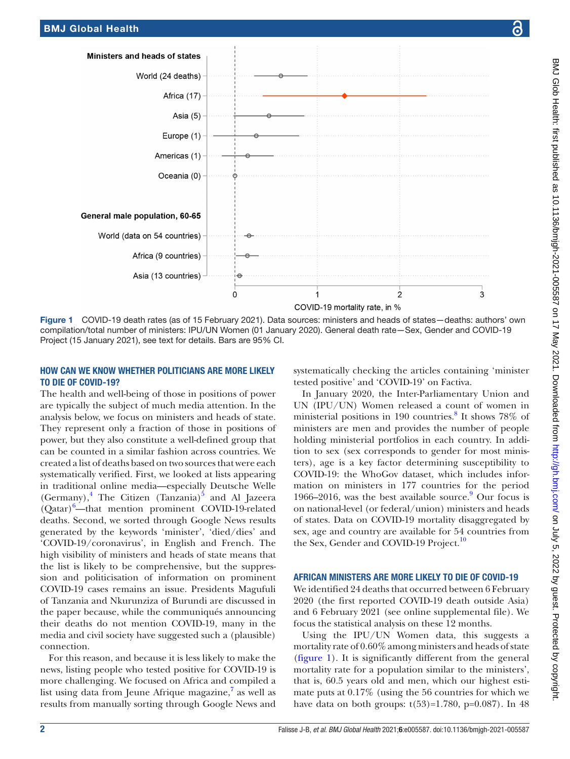Figure 1 COVID-19 death rates (as of 15 February 2021). Data sources: ministers and heads of states—deaths: authors' own compilation/total number of ministers: IPU/UN Women (01 January 2020). General death rate—Sex, Gender and COVID-19 Project (15 January 2021), see text for details. Bars are 95% CI.

## HOW CAN WE KNOW WHETHER POLITICIANS ARE MORE LIKELY TO DIE OF COVID-19?

The health and well-being of those in positions of power are typically the subject of much media attention. In the analysis below, we focus on ministers and heads of state. They represent only a fraction of those in positions of power, but they also constitute a well-defined group that can be counted in a similar fashion across countries. We created a list of deaths based on two sources that were each systematically verified. First, we looked at lists appearing in traditional online media—especially Deutsche Welle (Germany),[4] The Citizen (Tanzania)[5] and Al Jazeera (Qatar)[6]—that mention prominent COVID-19-related deaths. Second, we sorted through Google News results generated by the keywords 'minister', 'died/dies' and 'COVID-19/coronavirus', in English and French. The high visibility of ministers and heads of state means that the list is likely to be comprehensive, but the suppression and politicisation of information on prominent COVID-19 cases remains an issue. Presidents Magufuli of Tanzania and Nkurunziza of Burundi are discussed in the paper because, while the communiqués announcing their deaths do not mention COVID-19, many in the media and civil society have suggested such a (plausible) connection.

For this reason, and because it is less likely to make the news, listing people who tested positive for COVID-19 is more challenging. We focused on Africa and compiled a list using data from Jeune Afrique magazine,[7] as well as results from manually sorting through Google News and systematically checking the articles containing 'minister tested positive' and 'COVID-19' on Factiva.

In January 2020, the Inter-Parliamentary Union and UN (IPU/UN) Women released a count of women in ministerial positions in 190 countries.[8] It shows 78% of ministers are men and provides the number of people holding ministerial portfolios in each country. In addition to sex (sex corresponds to gender for most ministers), age is a key factor determining susceptibility to COVID-19: the WhoGov dataset, which includes information on ministers in 177 countries for the period 1966–2016, was the best available source.[9] Our focus is on national-level (or federal/union) ministers and heads of states. Data on COVID-19 mortality disaggregated by sex, age and country are available for 54 countries from the Sex, Gender and COVID-19 Project.[10]

## AFRICAN MINISTERS ARE MORE LIKELY TO DIE OF COVID-19

We identified 24 deaths that occurred between 6 February 2020 (the first reported COVID-19 death outside Asia) and 6 February 2021 (see online supplemental file). We focus the statistical analysis on these 12 months.

Using the IPU/UN Women data, this suggests a mortality rate of 0.60% among ministers and heads of state (figure 1). It is significantly different from the general mortality rate for a population similar to the ministers', that is, 60.5 years old and men, which our highest estimate puts at 0.17% (using the 56 countries for which we have data on both groups: $t(53)=1.780$, $p=0.087$). In 48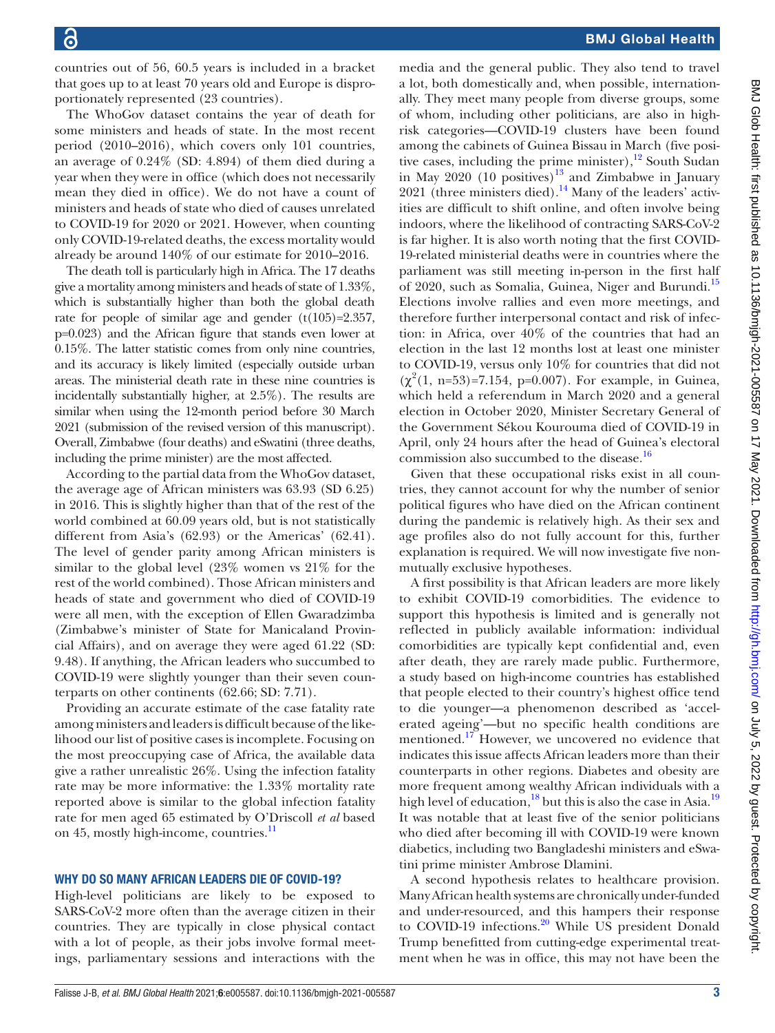countries out of 56, 60.5 years is included in a bracket that goes up to at least 70 years old and Europe is disproportionately represented (23 countries).

The WhoGov dataset contains the year of death for some ministers and heads of state. In the most recent period (2010–2016), which covers only 101 countries, an average of 0.24% (SD: 4.894) of them died during a year when they were in office (which does not necessarily mean they died in office). We do not have a count of ministers and heads of state who died of causes unrelated to COVID-19 for 2020 or 2021. However, when counting only COVID-19-related deaths, the excess mortality would already be around 140% of our estimate for 2010–2016.

The death toll is particularly high in Africa. The 17 deaths give a mortality among ministers and heads of state of 1.33%, which is substantially higher than both the global death rate for people of similar age and gender ($t(105)=2.357$, $p=0.023$) and the African figure that stands even lower at 0.15%. The latter statistic comes from only nine countries, and its accuracy is likely limited (especially outside urban areas. The ministerial death rate in these nine countries is incidentally substantially higher, at 2.5%). The results are similar when using the 12-month period before 30 March 2021 (submission of the revised version of this manuscript). Overall, Zimbabwe (four deaths) and eSwatini (three deaths, including the prime minister) are the most affected.

According to the partial data from the WhoGov dataset, the average age of African ministers was 63.93 (SD 6.25) in 2016. This is slightly higher than that of the rest of the world combined at 60.09 years old, but is not statistically different from Asia's (62.93) or the Americas' (62.41). The level of gender parity among African ministers is similar to the global level (23% women vs 21% for the rest of the world combined). Those African ministers and heads of state and government who died of COVID-19 were all men, with the exception of Ellen Gwaradzimba (Zimbabwe's minister of State for Manicaland Provincial Affairs), and on average they were aged 61.22 (SD: 9.48). If anything, the African leaders who succumbed to COVID-19 were slightly younger than their seven counterparts on other continents (62.66; SD: 7.71).

Providing an accurate estimate of the case fatality rate among ministers and leaders is difficult because of the likelihood our list of positive cases is incomplete. Focusing on the most preoccupying case of Africa, the available data give a rather unrealistic 26%. Using the infection fatality rate may be more informative: the 1.33% mortality rate reported above is similar to the global infection fatality rate for men aged 65 estimated by O'Driscoll *et al* based on 45, mostly high-income, countries.[11]

## WHY DO SO MANY AFRICAN LEADERS DIE OF COVID-19?

High-level politicians are likely to be exposed to SARS-CoV-2 more often than the average citizen in their countries. They are typically in close physical contact with a lot of people, as their jobs involve formal meetings, parliamentary sessions and interactions with the media and the general public. They also tend to travel a lot, both domestically and, when possible, internationally. They meet many people from diverse groups, some of whom, including other politicians, are also in high-risk categories—COVID-19 clusters have been found among the cabinets of Guinea Bissau in March (five positive cases, including the prime minister),[12] South Sudan in May 2020 (10 positives)[13] and Zimbabwe in January 2021 (three ministers died).[14] Many of the leaders' activities are difficult to shift online, and often involve being indoors, where the likelihood of contracting SARS-CoV-2 is far higher. It is also worth noting that the first COVID-19-related ministerial deaths were in countries where the parliament was still meeting in-person in the first half of 2020, such as Somalia, Guinea, Niger and Burundi.[15] Elections involve rallies and even more meetings, and therefore further interpersonal contact and risk of infection: in Africa, over 40% of the countries that had an election in the last 12 months lost at least one minister to COVID-19, versus only 10% for countries that did not ($\chi^2(1, n=53)=7.154$, $p=0.007$). For example, in Guinea, which held a referendum in March 2020 and a general election in October 2020, Minister Secretary General of the Government Sékou Kourouma died of COVID-19 in April, only 24 hours after the head of Guinea's electoral commission also succumbed to the disease.[16]

Given that these occupational risks exist in all countries, they cannot account for why the number of senior political figures who have died on the African continent during the pandemic is relatively high. As their sex and age profiles also do not fully account for this, further explanation is required. We will now investigate five non-mutually exclusive hypotheses.

A first possibility is that African leaders are more likely to exhibit COVID-19 comorbidities. The evidence to support this hypothesis is limited and is generally not reflected in publicly available information: individual comorbidities are typically kept confidential and, even after death, they are rarely made public. Furthermore, a study based on high-income countries has established that people elected to their country's highest office tend to die younger—a phenomenon described as 'accelerated ageing'—but no specific health conditions are mentioned.[17] However, we uncovered no evidence that indicates this issue affects African leaders more than their counterparts in other regions. Diabetes and obesity are more frequent among wealthy African individuals with a high level of education,[18] but this is also the case in Asia.[19] It was notable that at least five of the senior politicians who died after becoming ill with COVID-19 were known diabetics, including two Bangladeshi ministers and eSwatini prime minister Ambrose Dlamini.

A second hypothesis relates to healthcare provision. Many African health systems are chronically under-funded and under-resourced, and this hampers their response to COVID-19 infections.[20] While US president Donald Trump benefitted from cutting-edge experimental treatment when he was in office, this may not have been the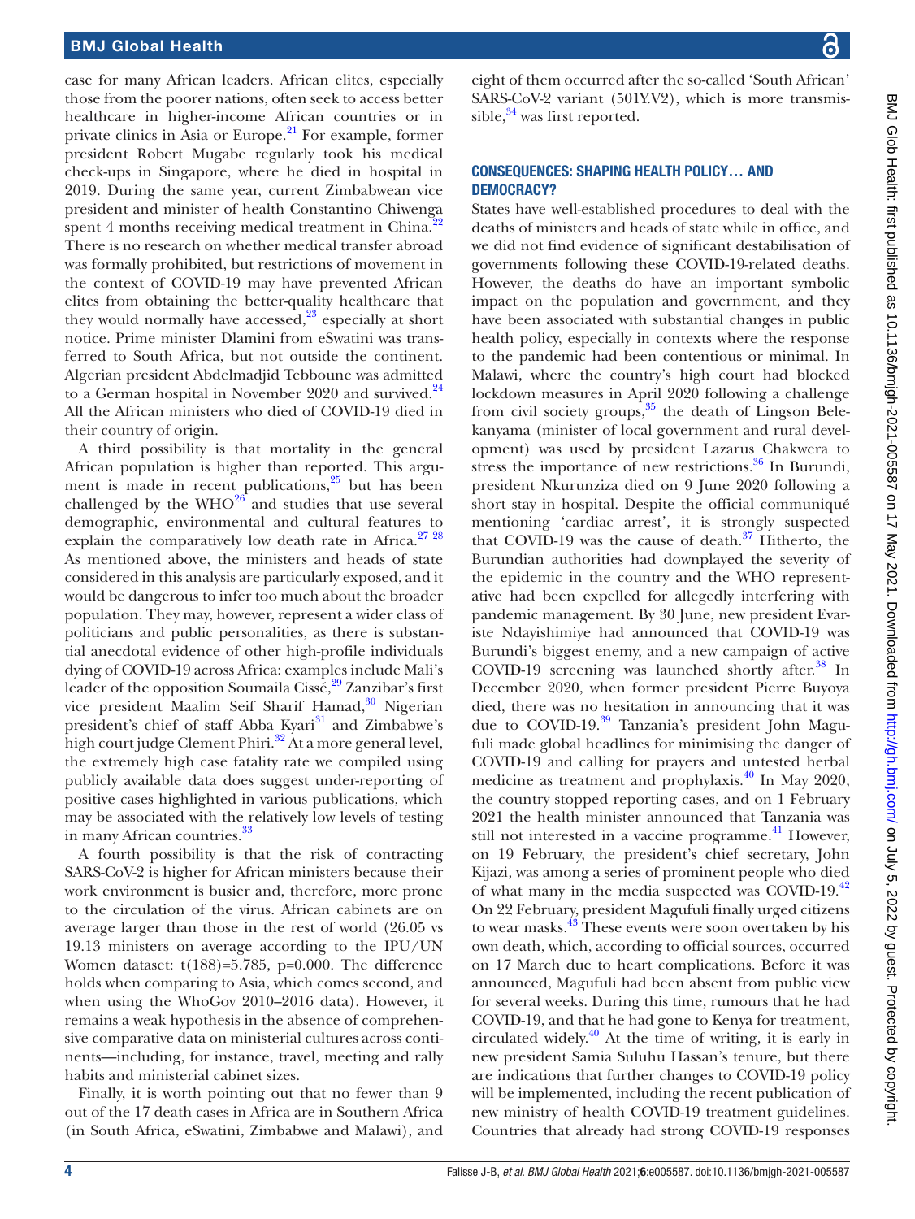case for many African leaders. African elites, especially those from the poorer nations, often seek to access better healthcare in higher-income African countries or in private clinics in Asia or Europe.[21] For example, former president Robert Mugabe regularly took his medical check-ups in Singapore, where he died in hospital in 2019. During the same year, current Zimbabwean vice president and minister of health Constantino Chiwenga spent 4 months receiving medical treatment in China.[22] There is no research on whether medical transfer abroad was formally prohibited, but restrictions of movement in the context of COVID-19 may have prevented African elites from obtaining the better-quality healthcare that they would normally have accessed,[23] especially at short notice. Prime minister Dlamini from eSwatini was transferred to South Africa, but not outside the continent. Algerian president Abdelmadjid Tebboune was admitted to a German hospital in November 2020 and survived.[24] All the African ministers who died of COVID-19 died in their country of origin.

A third possibility is that mortality in the general African population is higher than reported. This argument is made in recent publications,[25] but has been challenged by the WHO[26] and studies that use several demographic, environmental and cultural features to explain the comparatively low death rate in Africa.[27 28] As mentioned above, the ministers and heads of state considered in this analysis are particularly exposed, and it would be dangerous to infer too much about the broader population. They may, however, represent a wider class of politicians and public personalities, as there is substantial anecdotal evidence of other high-profile individuals dying of COVID-19 across Africa: examples include Mali's leader of the opposition Soumaïla Cissé,[29] Zanzibar's first vice president Maalim Seif Sharif Hamad,[30] Nigerian president's chief of staff Abba Kyari[31] and Zimbabwe's high court judge Clement Phiri.[32] At a more general level, the extremely high case fatality rate we compiled using publicly available data does suggest under-reporting of positive cases highlighted in various publications, which may be associated with the relatively low levels of testing in many African countries.[33]

A fourth possibility is that the risk of contracting SARS-CoV-2 is higher for African ministers because their work environment is busier and, therefore, more prone to the circulation of the virus. African cabinets are on average larger than those in the rest of world (26.05 vs 19.13 ministers on average according to the IPU/UN Women dataset: $t(188)=5.785$, $p=0.000$. The difference holds when comparing to Asia, which comes second, and when using the WhoGov 2010–2016 data). However, it remains a weak hypothesis in the absence of comprehensive comparative data on ministerial cultures across continents—including, for instance, travel, meeting and rally habits and ministerial cabinet sizes.

Finally, it is worth pointing out that no fewer than 9 out of the 17 death cases in Africa are in Southern Africa (in South Africa, eSwatini, Zimbabwe and Malawi), and eight of them occurred after the so-called 'South African' SARS-CoV-2 variant (501Y.V2), which is more transmissible,[34] was first reported.

## CONSEQUENCES: SHAPING HEALTH POLICY… AND DEMOCRACY?

States have well-established procedures to deal with the deaths of ministers and heads of state while in office, and we did not find evidence of significant destabilisation of governments following these COVID-19-related deaths. However, the deaths do have an important symbolic impact on the population and government, and they have been associated with substantial changes in public health policy, especially in contexts where the response to the pandemic had been contentious or minimal. In Malawi, where the country's high court had blocked lockdown measures in April 2020 following a challenge from civil society groups,[35] the death of Lingson Belekanyama (minister of local government and rural development) was used by president Lazarus Chakwera to stress the importance of new restrictions.[36] In Burundi, president Nkurunziza died on 9 June 2020 following a short stay in hospital. Despite the official communiqué mentioning 'cardiac arrest', it is strongly suspected that COVID-19 was the cause of death.[37] Hitherto, the Burundian authorities had downplayed the severity of the epidemic in the country and the WHO representative had been expelled for allegedly interfering with pandemic management. By 30 June, new president Evariste Ndayishimiye had announced that COVID-19 was Burundi's biggest enemy, and a new campaign of active COVID-19 screening was launched shortly after.[38] In December 2020, when former president Pierre Buyoya died, there was no hesitation in announcing that it was due to COVID-19.[39] Tanzania's president John Magufuli made global headlines for minimising the danger of COVID-19 and calling for prayers and untested herbal medicine as treatment and prophylaxis.[40] In May 2020, the country stopped reporting cases, and on 1 February 2021 the health minister announced that Tanzania was still not interested in a vaccine programme.[41] However, on 19 February, the president's chief secretary, John Kijazi, was among a series of prominent people who died of what many in the media suspected was COVID-19.[42] On 22 February, president Magufuli finally urged citizens to wear masks.[43] These events were soon overtaken by his own death, which, according to official sources, occurred on 17 March due to heart complications. Before it was announced, Magufuli had been absent from public view for several weeks. During this time, rumours that he had COVID-19, and that he had gone to Kenya for treatment, circulated widely.[40] At the time of writing, it is early in new president Samia Suluhu Hassan's tenure, but there are indications that further changes to COVID-19 policy will be implemented, including the recent publication of new ministry of health COVID-19 treatment guidelines. Countries that already had strong COVID-19 responses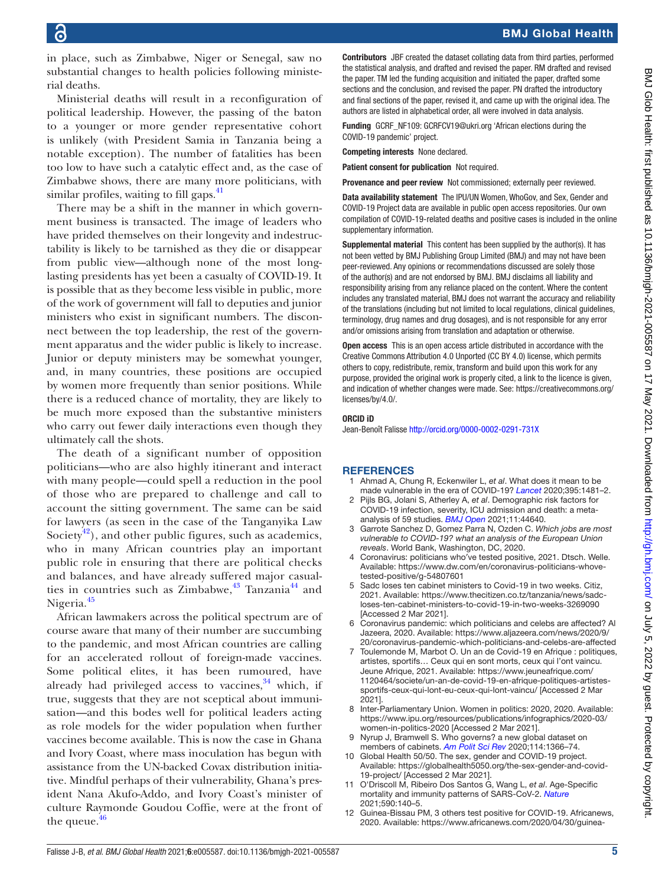in place, such as Zimbabwe, Niger or Senegal, saw no substantial changes to health policies following ministerial deaths.

Ministerial deaths will result in a reconfiguration of political leadership. However, the passing of the baton to a younger or more gender representative cohort is unlikely (with President Samia in Tanzania being a notable exception). The number of fatalities has been too low to have such a catalytic effect and, as the case of Zimbabwe shows, there are many more politicians, with similar profiles, waiting to fill gaps.[41]

There may be a shift in the manner in which government business is transacted. The image of leaders who have prided themselves on their longevity and indestructability is likely to be tarnished as they die or disappear from public view—although none of the most long-lasting presidents has yet been a casualty of COVID-19. It is possible that as they become less visible in public, more of the work of government will fall to deputies and junior ministers who exist in significant numbers. The disconnect between the top leadership, the rest of the government apparatus and the wider public is likely to increase. Junior or deputy ministers may be somewhat younger, and, in many countries, these positions are occupied by women more frequently than senior positions. While there is a reduced chance of mortality, they are likely to be much more exposed than the substantive ministers who carry out fewer daily interactions even though they ultimately call the shots.

The death of a significant number of opposition politicians—who are also highly itinerant and interact with many people—could spell a reduction in the pool of those who are prepared to challenge and call to account the sitting government. The same can be said for lawyers (as seen in the case of the Tanganyika Law Society[42]), and other public figures, such as academics, who in many African countries play an important public role in ensuring that there are political checks and balances, and have already suffered major casualties in countries such as Zimbabwe,[43] Tanzania[44] and Nigeria.[45]

African lawmakers across the political spectrum are of course aware that many of their number are succumbing to the pandemic, and most African countries are calling for an accelerated rollout of foreign-made vaccines. Some political elites, it has been rumoured, have already had privileged access to vaccines,[34] which, if true, suggests that they are not sceptical about immunisation—and this bodes well for political leaders acting as role models for the wider population when further vaccines become available. This is now the case in Ghana and Ivory Coast, where mass inoculation has begun with assistance from the UN-backed Covax distribution initiative. Mindful perhaps of their vulnerability, Ghana's president Nana Akufo-Addo, and Ivory Coast's minister of culture Raymonde Goudou Coffie, were at the front of the queue.[46]

**Contributors** JBF created the dataset collating data from third parties, performed the statistical analysis, and drafted and revised the paper. RM drafted and revised the paper. TM led the funding acquisition and initiated the paper, drafted some sections and the conclusion, and revised the paper. PN drafted the introductory and final sections of the paper, revised it, and came up with the original idea. The authors are listed in alphabetical order, all were involved in data analysis.

**Funding** GCRF_NF109: GCRFCV19@ukri.org 'African elections during the COVID-19 pandemic' project.

**Competing interests** None declared.

**Patient consent for publication** Not required.

**Provenance and peer review** Not commissioned; externally peer reviewed.

**Data availability statement** The IPU/UN Women, WhoGov, and Sex, Gender and COVID-19 Project data are available in public open access repositories. Our own compilation of COVID-19-related deaths and positive cases is included in the online supplementary information.

**Supplemental material** This content has been supplied by the author(s). It has not been vetted by BMJ Publishing Group Limited (BMJ) and may not have been peer-reviewed. Any opinions or recommendations discussed are solely those of the author(s) and are not endorsed by BMJ. BMJ disclaims all liability and responsibility arising from any reliance placed on the content. Where the content includes any translated material, BMJ does not warrant the accuracy and reliability of the translations (including but not limited to local regulations, clinical guidelines, terminology, drug names and drug dosages), and is not responsible for any error and/or omissions arising from translation and adaptation or otherwise.

**Open access** This is an open access article distributed in accordance with the Creative Commons Attribution 4.0 Unported (CC BY 4.0) license, which permits others to copy, redistribute, remix, transform and build upon this work for any purpose, provided the original work is properly cited, a link to the licence is given, and indication of whether changes were made. See: https://creativecommons.org/licenses/by/4.0/.

**ORCID iD**

Jean-Benoît Falisse http://orcid.org/0000-0002-0291-731X

## REFERENCES

1. Ahmad A, Chung R, Eckenwiler L, *et al*. What does it mean to be made vulnerable in the era of COVID-19? *Lancet* 2020;395:1481–2.
2. Pijls BG, Jolani S, Atherley A, *et al*. Demographic risk factors for COVID-19 infection, severity, ICU admission and death: a meta-analysis of 59 studies. *BMJ Open* 2021;11:44640.
3. Garrote Sanchez D, Gomez Parra N, Ozden C. *Which jobs are most vulnerable to COVID-19? what an analysis of the European Union reveals*. World Bank, Washington, DC, 2020.
4. Coronavirus: politicians who've tested positive, 2021. Dtsch. Welle. Available: https://www.dw.com/en/coronavirus-politicians-whove-tested-positive/g-54807601
5. Sadc loses ten cabinet ministers to COVID-19 in two weeks. Citiz, 2021. Available: https://www.thecitizen.co.tz/tanzania/news/sadc-loses-ten-cabinet-ministers-to-covid-19-in-two-weeks-3269090 [Accessed 2 Mar 2021].
6. Coronavirus pandemic: which politicians and celebs are affected? Al Jazeera, 2020. Available: https://www.aljazeera.com/news/2020/9/20/coronavirus-pandemic-which-politicians-and-celebs-are-affected
7. Toulemonde M, Marbot O. Un an de Covid-19 en Afrique : politiques, artistes, sportifs… Ceux qui en sont morts, ceux qui l'ont vaincu. Jeune Afrique, 2021. Available: https://www.jeuneafrique.com/1120464/societe/un-an-de-covid-19-en-afrique-politiques-artistes-sportifs-ceux-qui-lont-eu-ceux-qui-lont-vaincu/ [Accessed 2 Mar 2021].
8. Inter-Parliamentary Union. Women in politics: 2020, 2020. Available: https://www.ipu.org/resources/publications/infographics/2020-03/women-in-politics-2020 [Accessed 2 Mar 2021].
9. Nyrup J, Bramwell S. Who governs? a new global dataset on members of cabinets. *Am Polit Sci Rev* 2020;114:1366–74.
10. Global Health 50/50. The sex, gender and COVID-19 project. Available: https://globalhealth5050.org/the-sex-gender-and-covid-19-project/ [Accessed 2 Mar 2021].
11. O'Driscoll M, Ribeiro Dos Santos G, Wang L, *et al*. Age-Specific mortality and immunity patterns of SARS-CoV-2. *Nature* 2021;590:140–5.
12. Guinea-Bissau PM, 3 others test positive for COVID-19. Africanews, 2020. Available: https://www.africanews.com/2020/04/30/guinea-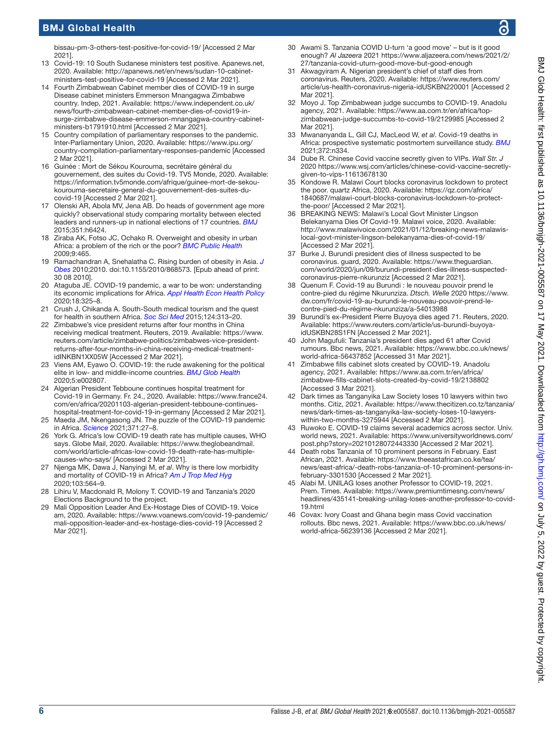bissau-pm-3-others-test-positive-for-covid-19/ [Accessed 2 Mar 2021].

13. Covid-19: 10 South Sudanese ministers test positive. Apanews.net, 2020. Available: http://apanews.net/en/news/sudan-10-cabinet-ministers-test-positive-for-covid-19 [Accessed 2 Mar 2021].
14. Fourth Zimbabwean Cabinet member dies of COVID-19 in surge Disease cabinet ministers Emmerson Mnangagwa Zimbabwe country. Indep, 2021. Available: https://www.independent.co.uk/news/fourth-zimbabwean-cabinet-member-dies-of-covid19-in-surge-zimbabwe-disease-emmerson-mnangagwa-country-cabinet-ministers-b1791910.html [Accessed 2 Mar 2021].
15. Country compilation of parliamentary responses to the pandemic. Inter-Parliamentary Union, 2020. Available: https://www.ipu.org/country-compilation-parliamentary-responses-pandemic [Accessed 2 Mar 2021].
16. Guinée : Mort de Sékou Kourouma, secrétaire général du gouvernement, des suites du Covid-19. TV5 Monde, 2020. Available: https://information.tv5monde.com/afrique/guinee-mort-de-sekou-kourouma-secretaire-general-du-gouvernement-des-suites-du-covid-19 [Accessed 2 Mar 2021].
17. Olenski AR, Abola MV, Jena AB. Do heads of government age more quickly? observational study comparing mortality between elected leaders and runners-up in national elections of 17 countries. *BMJ* 2015;351:h6424.
18. Ziraba AK, Fotso JC, Ochako R. Overweight and obesity in urban Africa: a problem of the rich or the poor? *BMC Public Health* 2009;9:465.
19. Ramachandran A, Snehalatha C. Rising burden of obesity in Asia. *J Obes* 2010;2010. doi:10.1155/2010/868573. [Epub ahead of print: 30 08 2010].
20. Ataguba JE. COVID-19 pandemic, a war to be won: understanding its economic implications for Africa. *Appl Health Econ Health Policy* 2020;18:325–8.
21. Crush J, Chikanda A. South-South medical tourism and the quest for health in southern Africa. *Soc Sci Med* 2015;124:313–20.
22. Zimbabwe's vice president returns after four months in China receiving medical treatment. Reuters, 2019. Available: https://www.reuters.com/article/zimbabwe-politics/zimbabwes-vice-president-returns-after-four-months-in-china-receiving-medical-treatment-idINKBN1XX05W [Accessed 2 Mar 2021].
23. Viens AM, Eyawo O. COVID-19: the rude awakening for the political elite in low- and middle-income countries. *BMJ Glob Health* 2020;5:e002807.
24. Algerian President Tebboune continues hospital treatment for Covid-19 in Germany. Fr. 24., 2020. Available: https://www.france24.com/en/africa/20201103-algerian-president-tebboune-continues-hospital-treatment-for-covid-19-in-germany [Accessed 2 Mar 2021].
25. Maeda JM, Nkengasong JN. The puzzle of the COVID-19 pandemic in Africa. *Science* 2021;371:27–8.
26. York G. Africa's low COVID-19 death rate has multiple causes, WHO says. Globe Mail, 2020. Available: https://www.theglobeandmail.com/world/article-africas-low-covid-19-death-rate-has-multiple-causes-who-says/ [Accessed 2 Mar 2021].
27. Njenga MK, Dawa J, Nanyingi M, *et al*. Why is there low morbidity and mortality of COVID-19 in Africa? *Am J Trop Med Hyg* 2020;103:564–9.
28. Lihiru V, Macdonald R, Molony T. COVID-19 and Tanzania's 2020 Elections Background to the project.
29. Mali Opposition Leader And Ex-Hostage Dies of COVID-19. Voice am, 2020. Available: https://www.voanews.com/covid-19-pandemic/mali-opposition-leader-and-ex-hostage-dies-covid-19 [Accessed 2 Mar 2021].
30. Awami S. Tanzania COVID U-turn 'a good move' – but is it good enough? *Al Jazeera* 2021 https://www.aljazeera.com/news/2021/2/27/tanzania-covid-uturn-good-move-but-good-enough
31. Akwagyiram A. Nigerian president's chief of staff dies from coronavirus. Reuters, 2020. Available: https://www.reuters.com/article/us-health-coronavirus-nigeria-idUSKBN220001 [Accessed 2 Mar 2021].
32. Moyo J. Top Zimbabwean judge succumbs to COVID-19. Anadolu agency, 2021. Available: https://www.aa.com.tr/en/africa/top-zimbabwean-judge-succumbs-to-covid-19/2129985 [Accessed 2 Mar 2021].
33. Mwananyanda L, Gill CJ, MacLeod W, *et al*. Covid-19 deaths in Africa: prospective systematic postmortem surveillance study. *BMJ* 2021;372:n334.
34. Dube R. Chinese Covid vaccine secretly given to VIPs. *Wall Str. J* 2020 https://www.wsj.com/articles/chinese-covid-vaccine-secretly-given-to-vips-11613678130
35. Kondowe R. Malawi Court blocks coronavirus lockdown to protect the poor. quartz Africa, 2020. Available: https://qz.com/africa/1840687/malawi-court-blocks-coronavirus-lockdown-to-protect-the-poor/ [Accessed 2 Mar 2021].
36. BREAKING NEWS: Malawi's Local Govt Minister Lingson Belekanyama Dies Of Covid-19. Malawi voice, 2020. Available: http://www.malawivoice.com/2021/01/12/breaking-news-malawis-local-govt-minister-lingson-belekanyama-dies-of-covid-19/ [Accessed 2 Mar 2021].
37. Burke J. Burundi president dies of illness suspected to be coronavirus. guard, 2020. Available: https://www.theguardian.com/world/2020/jun/09/burundi-president-dies-illness-suspected-coronavirus-pierre-nkurunziz [Accessed 2 Mar 2021].
38. Quenum F. Covid-19 au Burundi : le nouveau pouvoir prend le contre-pied du régime Nkurunziza. *Dtsch. Welle* 2020 https://www.dw.com/fr/covid-19-au-burundi-le-nouveau-pouvoir-prend-le-contre-pied-du-régime-nkurunziza/a-54013988
39. Burundi's ex-President Pierre Buyoya dies aged 71. Reuters, 2020. Available: https://www.reuters.com/article/us-burundi-buyoya-idUSKBN28S1FN [Accessed 2 Mar 2021].
40. John Magufuli: Tanzania's president dies aged 61 after Covid rumours. Bbc news, 2021. Available: https://www.bbc.co.uk/news/world-africa-56437852 [Accessed 31 Mar 2021].
41. Zimbabwe fills cabinet slots created by COVID-19. Anadolu agency, 2021. Available: https://www.aa.com.tr/en/africa/zimbabwe-fills-cabinet-slots-created-by-covid-19/2138802 [Accessed 3 Mar 2021].
42. Dark times as Tanganyika Law Society loses 10 lawyers within two months. Citiz, 2021. Available: https://www.thecitizen.co.tz/tanzania/news/dark-times-as-tanganyika-law-society-loses-10-lawyers-within-two-months-3275944 [Accessed 2 Mar 2021].
43. Ruwoko E. COVID-19 claims several academics across sector. Univ. world news, 2021. Available: https://www.universityworldnews.com/post.php?story=20210128072443330 [Accessed 2 Mar 2021].
44. Death robs Tanzania of 10 prominent persons in February. East African, 2021. Available: https://www.theeastafrican.co.ke/tea/news/east-africa/-death-robs-tanzania-of-10-prominent-persons-in-february-3301530 [Accessed 2 Mar 2021].
45. Alabi M. UNILAG loses another Professor to COVID-19, 2021. Prem. Times. Available: https://www.premiumtimesng.com/news/headlines/435141-breaking-unilag-loses-another-professor-to-covid-19.html
46. Covax: Ivory Coast and Ghana begin mass Covid vaccination rollouts. Bbc news, 2021. Available: https://www.bbc.co.uk/news/world-africa-56239136 [Accessed 2 Mar 2021].